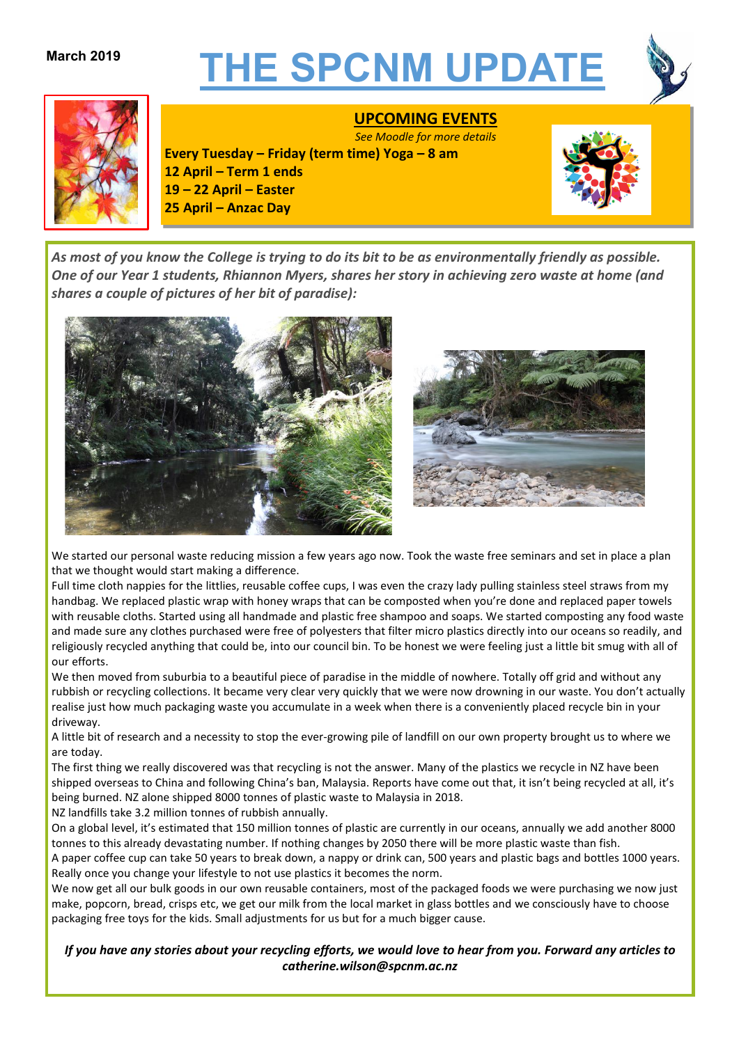March 2019

# THE SPCNM UPDATE

## UPCOMING EVENTS

*See Moodle for more details*

**Every Tuesday – Friday (term time) Yoga – 8 am**
**12 April – Term 1 ends**
**19 – 22 April – Easter**
**25 April – Anzac Day**

***As most of you know the College is trying to do its bit to be as environmentally friendly as possible. One of our Year 1 students, Rhiannon Myers, shares her story in achieving zero waste at home (and shares a couple of pictures of her bit of paradise):***

We started our personal waste reducing mission a few years ago now. Took the waste free seminars and set in place a plan that we thought would start making a difference.

Full time cloth nappies for the littlies, reusable coffee cups, I was even the crazy lady pulling stainless steel straws from my handbag. We replaced plastic wrap with honey wraps that can be composted when you're done and replaced paper towels with reusable cloths. Started using all handmade and plastic free shampoo and soaps. We started composting any food waste and made sure any clothes purchased were free of polyesters that filter micro plastics directly into our oceans so readily, and religiously recycled anything that could be, into our council bin. To be honest we were feeling just a little bit smug with all of our efforts.

We then moved from suburbia to a beautiful piece of paradise in the middle of nowhere. Totally off grid and without any rubbish or recycling collections. It became very clear very quickly that we were now drowning in our waste. You don't actually realise just how much packaging waste you accumulate in a week when there is a conveniently placed recycle bin in your driveway.

A little bit of research and a necessity to stop the ever-growing pile of landfill on our own property brought us to where we are today.

The first thing we really discovered was that recycling is not the answer. Many of the plastics we recycle in NZ have been shipped overseas to China and following China's ban, Malaysia. Reports have come out that, it isn't being recycled at all, it's being burned. NZ alone shipped 8000 tonnes of plastic waste to Malaysia in 2018.

NZ landfills take 3.2 million tonnes of rubbish annually.

On a global level, it's estimated that 150 million tonnes of plastic are currently in our oceans, annually we add another 8000 tonnes to this already devastating number. If nothing changes by 2050 there will be more plastic waste than fish.

A paper coffee cup can take 50 years to break down, a nappy or drink can, 500 years and plastic bags and bottles 1000 years. Really once you change your lifestyle to not use plastics it becomes the norm.

We now get all our bulk goods in our own reusable containers, most of the packaged foods we were purchasing we now just make, popcorn, bread, crisps etc, we get our milk from the local market in glass bottles and we consciously have to choose packaging free toys for the kids. Small adjustments for us but for a much bigger cause.

***If you have any stories about your recycling efforts, we would love to hear from you. Forward any articles to catherine.wilson@spcnm.ac.nz***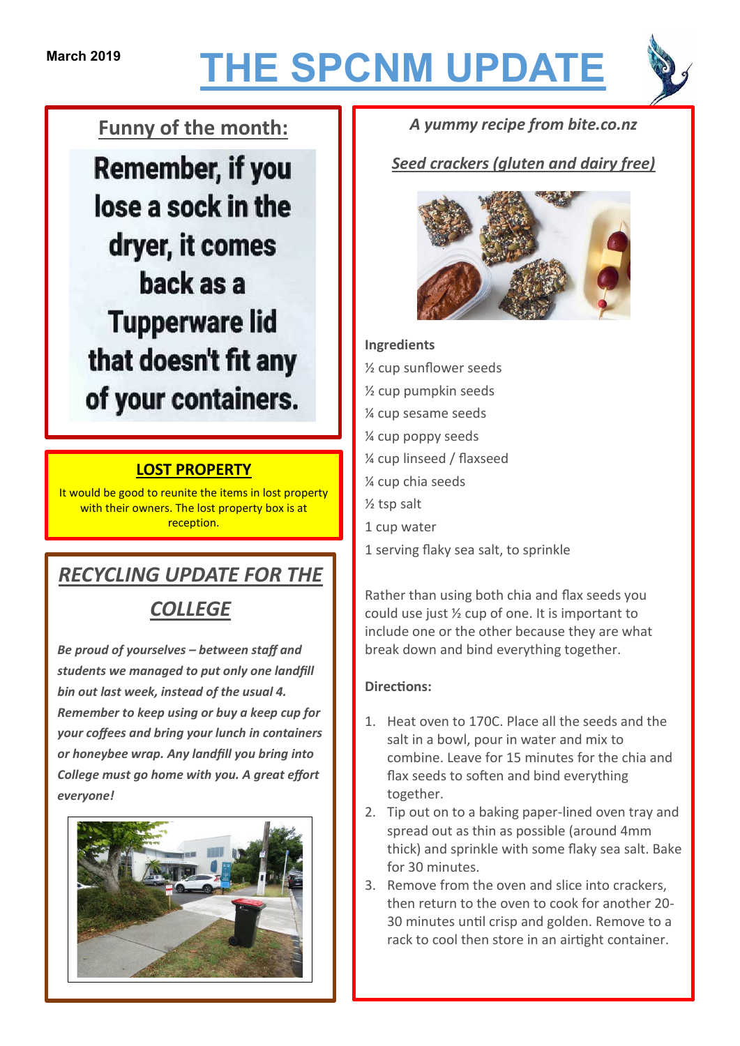March 2019

# THE SPCNM UPDATE

## Funny of the month:

Remember, if you lose a sock in the dryer, it comes back as a Tupperware lid that doesn't fit any of your containers.

## LOST PROPERTY

It would be good to reunite the items in lost property with their owners. The lost property box is at reception.

## *RECYCLING UPDATE FOR THE COLLEGE*

***Be proud of yourselves – between staff and students we managed to put only one landfill bin out last week, instead of the usual 4. Remember to keep using or buy a keep cup for your coffees and bring your lunch in containers or honeybee wrap. Any landfill you bring into College must go home with you. A great effort everyone!***

*A yummy recipe from bite.co.nz*

## *Seed crackers (gluten and dairy free)*

**Ingredients**

½ cup sunflower seeds

½ cup pumpkin seeds

¼ cup sesame seeds

¼ cup poppy seeds

¼ cup linseed / flaxseed

¼ cup chia seeds

½ tsp salt

1 cup water

1 serving flaky sea salt, to sprinkle

Rather than using both chia and flax seeds you could use just ½ cup of one. It is important to include one or the other because they are what break down and bind everything together.

**Directions:**

1. Heat oven to 170C. Place all the seeds and the salt in a bowl, pour in water and mix to combine. Leave for 15 minutes for the chia and flax seeds to soften and bind everything together.
2. Tip out on to a baking paper-lined oven tray and spread out as thin as possible (around 4mm thick) and sprinkle with some flaky sea salt. Bake for 30 minutes.
3. Remove from the oven and slice into crackers, then return to the oven to cook for another 20-30 minutes until crisp and golden. Remove to a rack to cool then store in an airtight container.